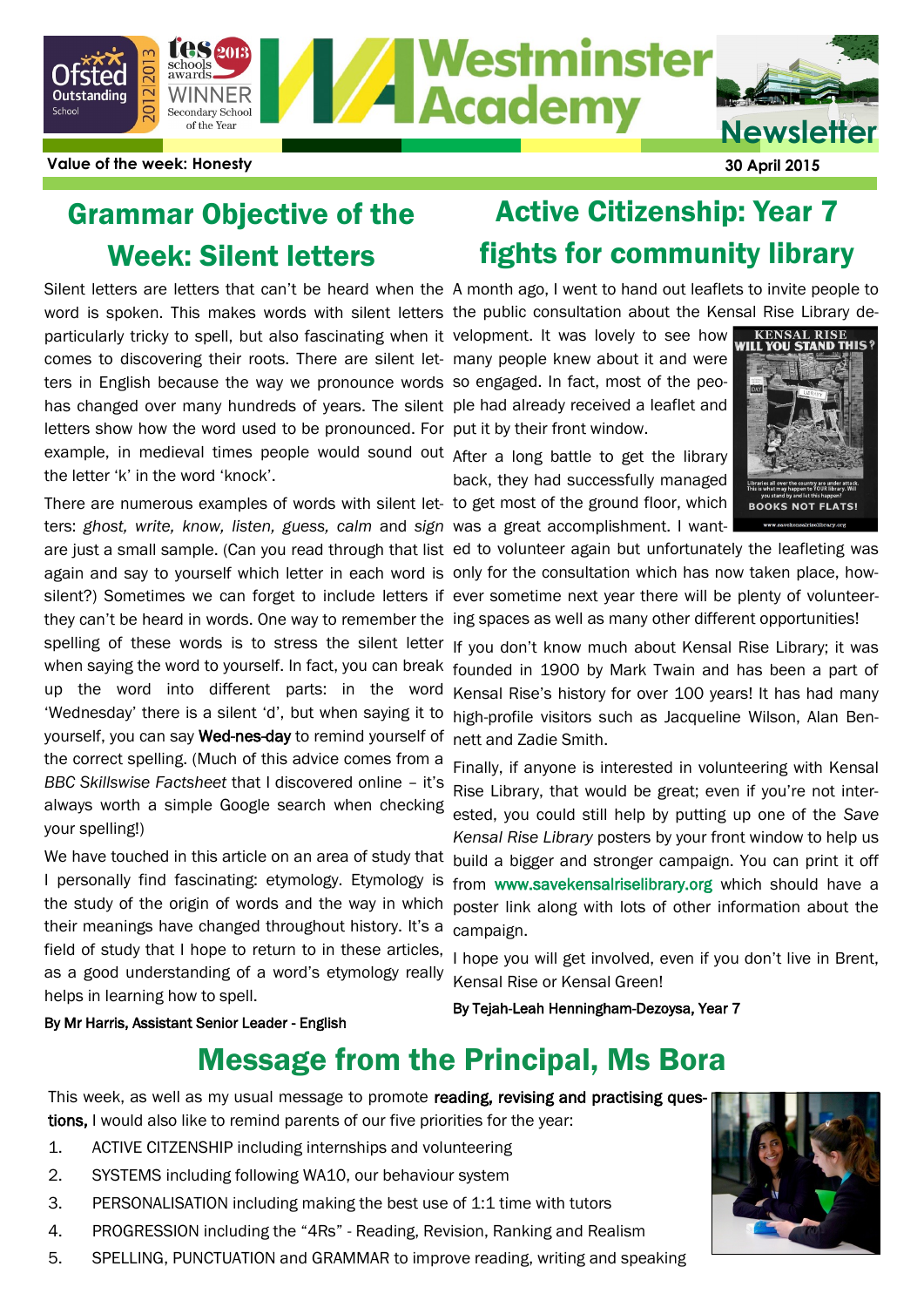# Westminster Academy Newsletter

Value of the week: Honesty

30 April 2015

## Grammar Objective of the Week: Silent letters

Silent letters are letters that can't be heard when the word is spoken. This makes words with silent letters particularly tricky to spell, but also fascinating when it comes to discovering their roots. There are silent letters in English because the way we pronounce words has changed over many hundreds of years. The silent letters show how the word used to be pronounced. For example, in medieval times people would sound out the letter 'k' in the word 'knock'.

There are numerous examples of words with silent letters: *ghost, write, know, listen, guess, calm* and *sign* are just a small sample. (Can you read through that list again and say to yourself which letter in each word is silent?) Sometimes we can forget to include letters if they can't be heard in words. One way to remember the spelling of these words is to stress the silent letter when saying the word to yourself. In fact, you can break up the word into different parts: in the word 'Wednesday' there is a silent 'd', but when saying it to yourself, you can say **Wed-nes-day** to remind yourself of the correct spelling. (Much of this advice comes from a *BBC Skillswise Factsheet* that I discovered online – it's always worth a simple Google search when checking your spelling!)

We have touched in this article on an area of study that I personally find fascinating: etymology. Etymology is the study of the origin of words and the way in which their meanings have changed throughout history. It's a field of study that I hope to return to in these articles, as a good understanding of a word's etymology really helps in learning how to spell.

**By Mr Harris, Assistant Senior Leader - English**

## Active Citizenship: Year 7 fights for community library

A month ago, I went to hand out leaflets to invite people to the public consultation about the Kensal Rise Library development. It was lovely to see how many people knew about it and were so engaged. In fact, most of the people had already received a leaflet and put it by their front window.

After a long battle to get the library back, they had successfully managed to get most of the ground floor, which was a great accomplishment. I wanted to volunteer again but unfortunately the leafleting was only for the consultation which has now taken place, however sometime next year there will be plenty of volunteering spaces as well as many other different opportunities!

If you don't know much about Kensal Rise Library; it was founded in 1900 by Mark Twain and has been a part of Kensal Rise's history for over 100 years! It has had many high-profile visitors such as Jacqueline Wilson, Alan Bennett and Zadie Smith.

Finally, if anyone is interested in volunteering with Kensal Rise Library, that would be great; even if you're not interested, you could still help by putting up one of the *Save Kensal Rise Library* posters by your front window to help us build a bigger and stronger campaign. You can print it off from www.savekensalriselibrary.org which should have a poster link along with lots of other information about the campaign.

I hope you will get involved, even if you don't live in Brent, Kensal Rise or Kensal Green!

**By Tejah-Leah Henningham-Dezoysa, Year 7**

## Message from the Principal, Ms Bora

This week, as well as my usual message to promote **reading, revising and practising questions,** I would also like to remind parents of our five priorities for the year:

1. ACTIVE CITIZENSHIP including internships and volunteering
2. SYSTEMS including following WA10, our behaviour system
3. PERSONALISATION including making the best use of 1:1 time with tutors
4. PROGRESSION including the "4Rs" - Reading, Revision, Ranking and Realism
5. SPELLING, PUNCTUATION and GRAMMAR to improve reading, writing and speaking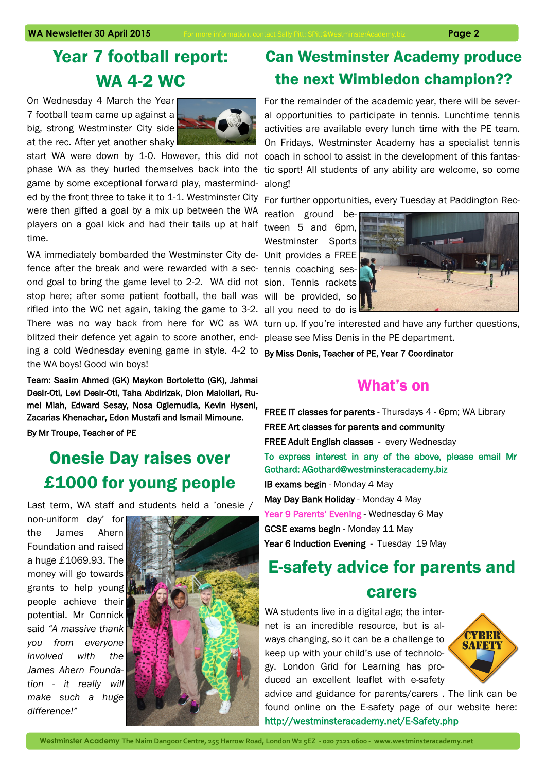## Year 7 football report: WA 4-2 WC

On Wednesday 4 March the Year 7 football team came up against a big, strong Westminster City side at the rec. After yet another shaky start WA were down by 1-0. However, this did not phase WA as they hurled themselves back into the game by some exceptional forward play, masterminded by the front three to take it to 1-1. Westminster City were then gifted a goal by a mix up between the WA players on a goal kick and had their tails up at half time.

WA immediately bombarded the Westminster City defence after the break and were rewarded with a second goal to bring the game level to 2-2. WA did not stop here; after some patient football, the ball was rifled into the WC net again, taking the game to 3-2. There was no way back from here for WC as WA blitzed their defence yet again to score another, ending a cold Wednesday evening game in style. 4-2 to the WA boys! Good win boys!

**Team: Saaim Ahmed (GK) Maykon Bortoletto (GK), Jahmai Desir-Oti, Levi Desir-Oti, Taha Abdirizak, Dion Malollari, Rumel Miah, Edward Sesay, Nosa Ogiemudia, Kevin Hyseni, Zacarias Khenachar, Edon Mustafi and Ismail Mimoune.**

**By Mr Troupe, Teacher of PE**

## Onesie Day raises over £1000 for young people

Last term, WA staff and students held a 'onesie / non-uniform day' for the James Ahern Foundation and raised a huge £1069.93. The money will go towards grants to help young people achieve their potential. Mr Connick said *"A massive thank you from everyone involved with the James Ahern Foundation - it really will make such a huge difference!"*

## Can Westminster Academy produce the next Wimbledon champion??

For the remainder of the academic year, there will be several opportunities to participate in tennis. Lunchtime tennis activities are available every lunch time with the PE team. On Fridays, Westminster Academy has a specialist tennis coach in school to assist in the development of this fantastic sport! All students of any ability are welcome, so come along!

For further opportunities, every Tuesday at Paddington Recreation ground between 5 and 6pm, Westminster Sports Unit provides a FREE tennis coaching session. Tennis rackets will be provided, so all you need to do is turn up. If you're interested and have any further questions, please see Miss Denis in the PE department.

**By Miss Denis, Teacher of PE, Year 7 Coordinator**

## What's on

**FREE IT classes for parents** - Thursdays 4 - 6pm; WA Library

**FREE Art classes for parents and community**

**FREE Adult English classes** - every Wednesday

To express interest in any of the above, please email Mr Gothard: AGothard@westminsteracademy.biz

**IB exams begin** - Monday 4 May

**May Day Bank Holiday** - Monday 4 May

**Year 9 Parents' Evening** - Wednesday 6 May

**GCSE exams begin** - Monday 11 May

**Year 6 Induction Evening** - Tuesday 19 May

## E-safety advice for parents and carers

WA students live in a digital age; the internet is an incredible resource, but is always changing, so it can be a challenge to keep up with your child's use of technology. London Grid for Learning has produced an excellent leaflet with e-safety advice and guidance for parents/carers . The link can be found online on the E-safety page of our website here: http://westminsteracademy.net/E-Safety.php